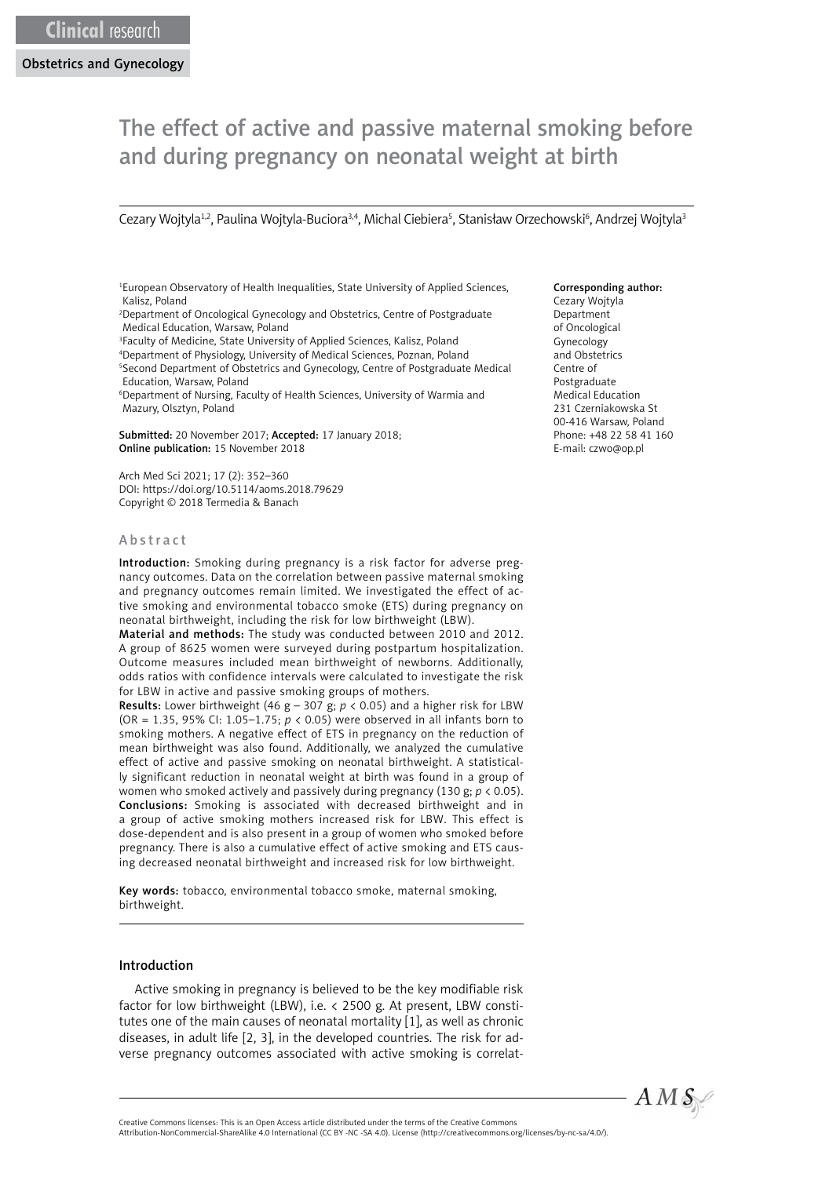Clinical research

Obstetrics and Gynecology

# The effect of active and passive maternal smoking before and during pregnancy on neonatal weight at birth

Cezary Wojtyla[1,2], Paulina Wojtyla-Buciora[3,4], Michal Ciebiera[5], Stanisław Orzechowski[6], Andrzej Wojtyla[3]

[1]European Observatory of Health Inequalities, State University of Applied Sciences, Kalisz, Poland
[2]Department of Oncological Gynecology and Obstetrics, Centre of Postgraduate Medical Education, Warsaw, Poland
[3]Faculty of Medicine, State University of Applied Sciences, Kalisz, Poland
[4]Department of Physiology, University of Medical Sciences, Poznan, Poland
[5]Second Department of Obstetrics and Gynecology, Centre of Postgraduate Medical Education, Warsaw, Poland
[6]Department of Nursing, Faculty of Health Sciences, University of Warmia and Mazury, Olsztyn, Poland

**Submitted:** 20 November 2017; **Accepted:** 17 January 2018;
**Online publication:** 15 November 2018

Arch Med Sci 2021; 17 (2): 352–360
DOI: https://doi.org/10.5114/aoms.2018.79629
Copyright © 2018 Termedia & Banach

**Corresponding author:**
Cezary Wojtyla
Department of Oncological Gynecology and Obstetrics
Centre of Postgraduate Medical Education
231 Czerniakowska St
00-416 Warsaw, Poland
Phone: +48 22 58 41 160
E-mail: czwo@op.pl

## Abstract

**Introduction:** Smoking during pregnancy is a risk factor for adverse pregnancy outcomes. Data on the correlation between passive maternal smoking and pregnancy outcomes remain limited. We investigated the effect of active smoking and environmental tobacco smoke (ETS) during pregnancy on neonatal birthweight, including the risk for low birthweight (LBW).

**Material and methods:** The study was conducted between 2010 and 2012. A group of 8625 women were surveyed during postpartum hospitalization. Outcome measures included mean birthweight of newborns. Additionally, odds ratios with confidence intervals were calculated to investigate the risk for LBW in active and passive smoking groups of mothers.

**Results:** Lower birthweight (46 g – 307 g; $p < 0.05$) and a higher risk for LBW (OR = 1.35, 95% CI: 1.05–1.75; $p < 0.05$) were observed in all infants born to smoking mothers. A negative effect of ETS in pregnancy on the reduction of mean birthweight was also found. Additionally, we analyzed the cumulative effect of active and passive smoking on neonatal birthweight. A statistically significant reduction in neonatal weight at birth was found in a group of women who smoked actively and passively during pregnancy (130 g; $p < 0.05$).

**Conclusions:** Smoking is associated with decreased birthweight and in a group of active smoking mothers increased risk for LBW. This effect is dose-dependent and is also present in a group of women who smoked before pregnancy. There is also a cumulative effect of active smoking and ETS causing decreased neonatal birthweight and increased risk for low birthweight.

**Key words:** tobacco, environmental tobacco smoke, maternal smoking, birthweight.

## Introduction

Active smoking in pregnancy is believed to be the key modifiable risk factor for low birthweight (LBW), i.e. < 2500 g. At present, LBW constitutes one of the main causes of neonatal mortality [1], as well as chronic diseases, in adult life [2, 3], in the developed countries. The risk for adverse pregnancy outcomes associated with active smoking is correlat-

Creative Commons licenses: This is an Open Access article distributed under the terms of the Creative Commons Attribution-NonCommercial-ShareAlike 4.0 International (CC BY -NC -SA 4.0). License (http://creativecommons.org/licenses/by-nc-sa/4.0/).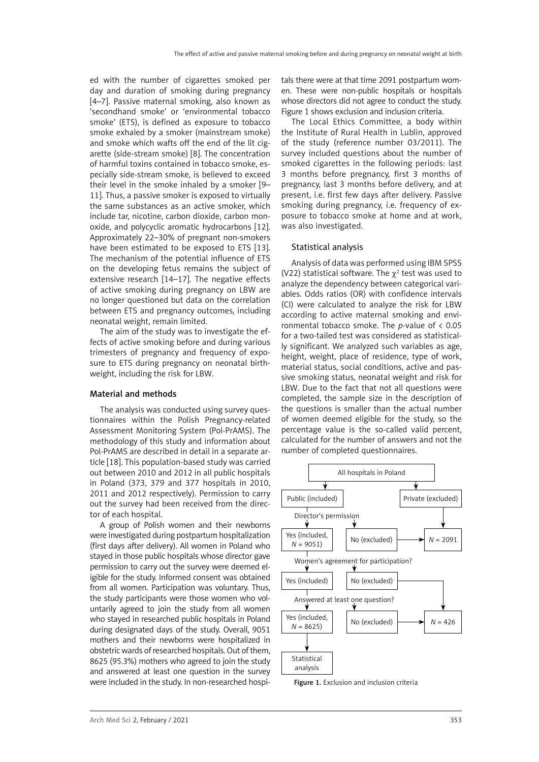ed with the number of cigarettes smoked per day and duration of smoking during pregnancy [4–7]. Passive maternal smoking, also known as 'secondhand smoke' or 'environmental tobacco smoke' (ETS), is defined as exposure to tobacco smoke exhaled by a smoker (mainstream smoke) and smoke which wafts off the end of the lit cigarette (side-stream smoke) [8]. The concentration of harmful toxins contained in tobacco smoke, especially side-stream smoke, is believed to exceed their level in the smoke inhaled by a smoker [9–11]. Thus, a passive smoker is exposed to virtually the same substances as an active smoker, which include tar, nicotine, carbon dioxide, carbon monoxide, and polycyclic aromatic hydrocarbons [12]. Approximately 22–30% of pregnant non-smokers have been estimated to be exposed to ETS [13]. The mechanism of the potential influence of ETS on the developing fetus remains the subject of extensive research [14–17]. The negative effects of active smoking during pregnancy on LBW are no longer questioned but data on the correlation between ETS and pregnancy outcomes, including neonatal weight, remain limited.

The aim of the study was to investigate the effects of active smoking before and during various trimesters of pregnancy and frequency of exposure to ETS during pregnancy on neonatal birthweight, including the risk for LBW.

## Material and methods

The analysis was conducted using survey questionnaires within the Polish Pregnancy-related Assessment Monitoring System (Pol-PrAMS). The methodology of this study and information about Pol-PrAMS are described in detail in a separate article [18]. This population-based study was carried out between 2010 and 2012 in all public hospitals in Poland (373, 379 and 377 hospitals in 2010, 2011 and 2012 respectively). Permission to carry out the survey had been received from the director of each hospital.

A group of Polish women and their newborns were investigated during postpartum hospitalization (first days after delivery). All women in Poland who stayed in those public hospitals whose director gave permission to carry out the survey were deemed eligible for the study. Informed consent was obtained from all women. Participation was voluntary. Thus, the study participants were those women who voluntarily agreed to join the study from all women who stayed in researched public hospitals in Poland during designated days of the study. Overall, 9051 mothers and their newborns were hospitalized in obstetric wards of researched hospitals. Out of them, 8625 (95.3%) mothers who agreed to join the study and answered at least one question in the survey were included in the study. In non-researched hospitals there were at that time 2091 postpartum women. These were non-public hospitals or hospitals whose directors did not agree to conduct the study. Figure 1 shows exclusion and inclusion criteria.

The Local Ethics Committee, a body within the Institute of Rural Health in Lublin, approved of the study (reference number 03/2011). The survey included questions about the number of smoked cigarettes in the following periods: last 3 months before pregnancy, first 3 months of pregnancy, last 3 months before delivery, and at present, i.e. first few days after delivery. Passive smoking during pregnancy, i.e. frequency of exposure to tobacco smoke at home and at work, was also investigated.

### Statistical analysis

Analysis of data was performed using IBM SPSS (V22) statistical software. The $\chi^2$ test was used to analyze the dependency between categorical variables. Odds ratios (OR) with confidence intervals (CI) were calculated to analyze the risk for LBW according to active maternal smoking and environmental tobacco smoke. The *p*-value of $< 0.05$ for a two-tailed test was considered as statistically significant. We analyzed such variables as age, height, weight, place of residence, type of work, material status, social conditions, active and passive smoking status, neonatal weight and risk for LBW. Due to the fact that not all questions were completed, the sample size in the description of the questions is smaller than the actual number of women deemed eligible for the study, so the percentage value is the so-called valid percent, calculated for the number of answers and not the number of completed questionnaires.

All hospitals in Poland → Public (included) / Private (excluded)
Director's permission → Yes (included, *N* = 9051) / No (excluded) → *N* = 2091
Women's agreement for participation? → Yes (included) / No (excluded)
Answered at least one question? → Yes (included, *N* = 8625) / No (excluded) → *N* = 426
Statistical analysis

Figure 1. Exclusion and inclusion criteria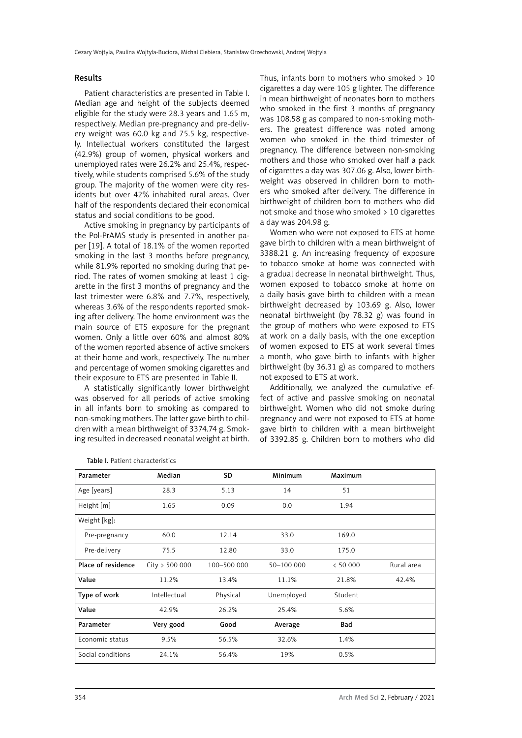## Results

Patient characteristics are presented in Table I. Median age and height of the subjects deemed eligible for the study were 28.3 years and 1.65 m, respectively. Median pre-pregnancy and pre-delivery weight was 60.0 kg and 75.5 kg, respectively. Intellectual workers constituted the largest (42.9%) group of women, physical workers and unemployed rates were 26.2% and 25.4%, respectively, while students comprised 5.6% of the study group. The majority of the women were city residents but over 42% inhabited rural areas. Over half of the respondents declared their economical status and social conditions to be good.

Active smoking in pregnancy by participants of the Pol-PrAMS study is presented in another paper [19]. A total of 18.1% of the women reported smoking in the last 3 months before pregnancy, while 81.9% reported no smoking during that period. The rates of women smoking at least 1 cigarette in the first 3 months of pregnancy and the last trimester were 6.8% and 7.7%, respectively, whereas 3.6% of the respondents reported smoking after delivery. The home environment was the main source of ETS exposure for the pregnant women. Only a little over 60% and almost 80% of the women reported absence of active smokers at their home and work, respectively. The number and percentage of women smoking cigarettes and their exposure to ETS are presented in Table II.

A statistically significantly lower birthweight was observed for all periods of active smoking in all infants born to smoking as compared to non-smoking mothers. The latter gave birth to children with a mean birthweight of 3374.74 g. Smoking resulted in decreased neonatal weight at birth. Thus, infants born to mothers who smoked > 10 cigarettes a day were 105 g lighter. The difference in mean birthweight of neonates born to mothers who smoked in the first 3 months of pregnancy was 108.58 g as compared to non-smoking mothers. The greatest difference was noted among women who smoked in the third trimester of pregnancy. The difference between non-smoking mothers and those who smoked over half a pack of cigarettes a day was 307.06 g. Also, lower birthweight was observed in children born to mothers who smoked after delivery. The difference in birthweight of children born to mothers who did not smoke and those who smoked > 10 cigarettes a day was 204.98 g.

Women who were not exposed to ETS at home gave birth to children with a mean birthweight of 3388.21 g. An increasing frequency of exposure to tobacco smoke at home was connected with a gradual decrease in neonatal birthweight. Thus, women exposed to tobacco smoke at home on a daily basis gave birth to children with a mean birthweight decreased by 103.69 g. Also, lower neonatal birthweight (by 78.32 g) was found in the group of mothers who were exposed to ETS at work on a daily basis, with the one exception of women exposed to ETS at work several times a month, who gave birth to infants with higher birthweight (by 36.31 g) as compared to mothers not exposed to ETS at work.

Additionally, we analyzed the cumulative effect of active and passive smoking on neonatal birthweight. Women who did not smoke during pregnancy and were not exposed to ETS at home gave birth to children with a mean birthweight of 3392.85 g. Children born to mothers who did

**Table I.** Patient characteristics

| Parameter | Median | SD | Minimum | Maximum | |
|---|---|---|---|---|---|
| Age [years] | 28.3 | 5.13 | 14 | 51 | |
| Height [m] | 1.65 | 0.09 | 0.0 | 1.94 | |
| Weight [kg]: | | | | | |
| Pre-pregnancy | 60.0 | 12.14 | 33.0 | 169.0 | |
| Pre-delivery | 75.5 | 12.80 | 33.0 | 175.0 | |
| **Place of residence** | City > 500 000 | 100–500 000 | 50–100 000 | < 50 000 | Rural area |
| **Value** | 11.2% | 13.4% | 11.1% | 21.8% | 42.4% |
| **Type of work** | Intellectual | Physical | Unemployed | Student | |
| **Value** | 42.9% | 26.2% | 25.4% | 5.6% | |
| **Parameter** | **Very good** | **Good** | **Average** | **Bad** | |
| Economic status | 9.5% | 56.5% | 32.6% | 1.4% | |
| Social conditions | 24.1% | 56.4% | 19% | 0.5% | |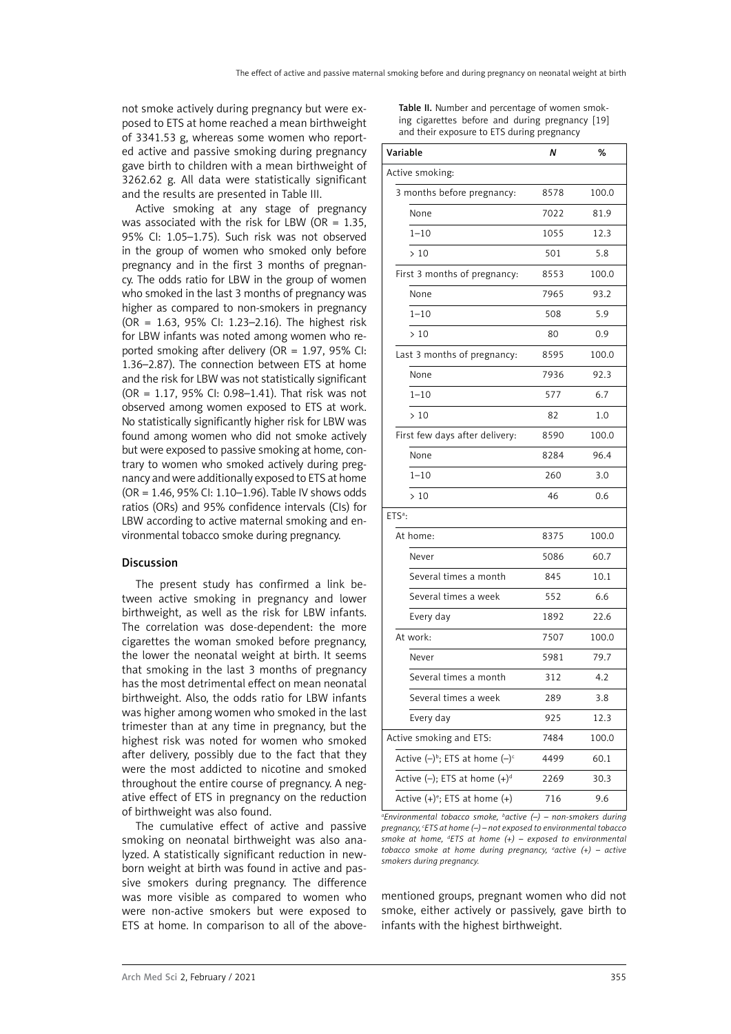not smoke actively during pregnancy but were exposed to ETS at home reached a mean birthweight of 3341.53 g, whereas some women who reported active and passive smoking during pregnancy gave birth to children with a mean birthweight of 3262.62 g. All data were statistically significant and the results are presented in Table III.

Active smoking at any stage of pregnancy was associated with the risk for LBW (OR = 1.35, 95% CI: 1.05–1.75). Such risk was not observed in the group of women who smoked only before pregnancy and in the first 3 months of pregnancy. The odds ratio for LBW in the group of women who smoked in the last 3 months of pregnancy was higher as compared to non-smokers in pregnancy (OR = 1.63, 95% CI: 1.23–2.16). The highest risk for LBW infants was noted among women who reported smoking after delivery (OR = 1.97, 95% CI: 1.36–2.87). The connection between ETS at home and the risk for LBW was not statistically significant (OR = 1.17, 95% CI: 0.98–1.41). That risk was not observed among women exposed to ETS at work. No statistically significantly higher risk for LBW was found among women who did not smoke actively but were exposed to passive smoking at home, contrary to women who smoked actively during pregnancy and were additionally exposed to ETS at home (OR = 1.46, 95% CI: 1.10–1.96). Table IV shows odds ratios (ORs) and 95% confidence intervals (CIs) for LBW according to active maternal smoking and environmental tobacco smoke during pregnancy.

## Discussion

The present study has confirmed a link between active smoking in pregnancy and lower birthweight, as well as the risk for LBW infants. The correlation was dose-dependent: the more cigarettes the woman smoked before pregnancy, the lower the neonatal weight at birth. It seems that smoking in the last 3 months of pregnancy has the most detrimental effect on mean neonatal birthweight. Also, the odds ratio for LBW infants was higher among women who smoked in the last trimester than at any time in pregnancy, but the highest risk was noted for women who smoked after delivery, possibly due to the fact that they were the most addicted to nicotine and smoked throughout the entire course of pregnancy. A negative effect of ETS in pregnancy on the reduction of birthweight was also found.

The cumulative effect of active and passive smoking on neonatal birthweight was also analyzed. A statistically significant reduction in newborn weight at birth was found in active and passive smokers during pregnancy. The difference was more visible as compared to women who were non-active smokers but were exposed to ETS at home. In comparison to all of the above-mentioned groups, pregnant women who did not smoke, either actively or passively, gave birth to infants with the highest birthweight.

**Table II.** Number and percentage of women smoking cigarettes before and during pregnancy [19] and their exposure to ETS during pregnancy

| Variable | *N* | % |
|---|---|---|
| Active smoking: | | |
| 3 months before pregnancy: | 8578 | 100.0 |
| None | 7022 | 81.9 |
| 1–10 | 1055 | 12.3 |
| > 10 | 501 | 5.8 |
| First 3 months of pregnancy: | 8553 | 100.0 |
| None | 7965 | 93.2 |
| 1–10 | 508 | 5.9 |
| > 10 | 80 | 0.9 |
| Last 3 months of pregnancy: | 8595 | 100.0 |
| None | 7936 | 92.3 |
| 1–10 | 577 | 6.7 |
| > 10 | 82 | 1.0 |
| First few days after delivery: | 8590 | 100.0 |
| None | 8284 | 96.4 |
| 1–10 | 260 | 3.0 |
| > 10 | 46 | 0.6 |
| ETS[a]: | | |
| At home: | 8375 | 100.0 |
| Never | 5086 | 60.7 |
| Several times a month | 845 | 10.1 |
| Several times a week | 552 | 6.6 |
| Every day | 1892 | 22.6 |
| At work: | 7507 | 100.0 |
| Never | 5981 | 79.7 |
| Several times a month | 312 | 4.2 |
| Several times a week | 289 | 3.8 |
| Every day | 925 | 12.3 |
| Active smoking and ETS: | 7484 | 100.0 |
| Active (–)[b]; ETS at home (–)[c] | 4499 | 60.1 |
| Active (–); ETS at home (+)[d] | 2269 | 30.3 |
| Active (+)[e]; ETS at home (+) | 716 | 9.6 |

[a]*Environmental tobacco smoke,* [b]*active (–) – non-smokers during pregnancy,* [c]*ETS at home (–) – not exposed to environmental tobacco smoke at home,* [d]*ETS at home (+) – exposed to environmental tobacco smoke at home during pregnancy,* [e]*active (+) – active smokers during pregnancy.*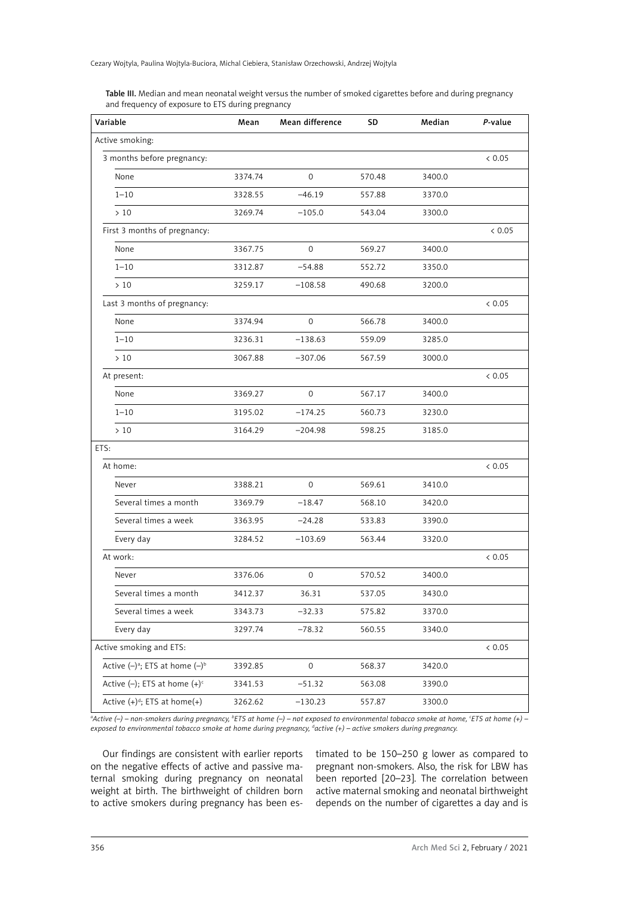**Table III.** Median and mean neonatal weight versus the number of smoked cigarettes before and during pregnancy and frequency of exposure to ETS during pregnancy

| Variable | Mean | Mean difference | SD | Median | *P*-value |
|---|---|---|---|---|---|
| Active smoking: | | | | | |
| 3 months before pregnancy: | | | | | < 0.05 |
| None | 3374.74 | 0 | 570.48 | 3400.0 | |
| 1–10 | 3328.55 | –46.19 | 557.88 | 3370.0 | |
| > 10 | 3269.74 | –105.0 | 543.04 | 3300.0 | |
| First 3 months of pregnancy: | | | | | < 0.05 |
| None | 3367.75 | 0 | 569.27 | 3400.0 | |
| 1–10 | 3312.87 | –54.88 | 552.72 | 3350.0 | |
| > 10 | 3259.17 | –108.58 | 490.68 | 3200.0 | |
| Last 3 months of pregnancy: | | | | | < 0.05 |
| None | 3374.94 | 0 | 566.78 | 3400.0 | |
| 1–10 | 3236.31 | –138.63 | 559.09 | 3285.0 | |
| > 10 | 3067.88 | –307.06 | 567.59 | 3000.0 | |
| At present: | | | | | < 0.05 |
| None | 3369.27 | 0 | 567.17 | 3400.0 | |
| 1–10 | 3195.02 | –174.25 | 560.73 | 3230.0 | |
| > 10 | 3164.29 | –204.98 | 598.25 | 3185.0 | |
| ETS: | | | | | |
| At home: | | | | | < 0.05 |
| Never | 3388.21 | 0 | 569.61 | 3410.0 | |
| Several times a month | 3369.79 | –18.47 | 568.10 | 3420.0 | |
| Several times a week | 3363.95 | –24.28 | 533.83 | 3390.0 | |
| Every day | 3284.52 | –103.69 | 563.44 | 3320.0 | |
| At work: | | | | | < 0.05 |
| Never | 3376.06 | 0 | 570.52 | 3400.0 | |
| Several times a month | 3412.37 | 36.31 | 537.05 | 3430.0 | |
| Several times a week | 3343.73 | –32.33 | 575.82 | 3370.0 | |
| Every day | 3297.74 | –78.32 | 560.55 | 3340.0 | |
| Active smoking and ETS: | | | | | < 0.05 |
| Active (–)[a]; ETS at home (–)[b] | 3392.85 | 0 | 568.37 | 3420.0 | |
| Active (–); ETS at home (+)[c] | 3341.53 | –51.32 | 563.08 | 3390.0 | |
| Active (+)[d]; ETS at home(+) | 3262.62 | –130.23 | 557.87 | 3300.0 | |

[a]*Active (–) – non-smokers during pregnancy,* [b]*ETS at home (–) – not exposed to environmental tobacco smoke at home,* [c]*ETS at home (+) – exposed to environmental tobacco smoke at home during pregnancy,* [d]*active (+) – active smokers during pregnancy.*

Our findings are consistent with earlier reports on the negative effects of active and passive maternal smoking during pregnancy on neonatal weight at birth. The birthweight of children born to active smokers during pregnancy has been estimated to be 150–250 g lower as compared to pregnant non-smokers. Also, the risk for LBW has been reported [20–23]. The correlation between active maternal smoking and neonatal birthweight depends on the number of cigarettes a day and is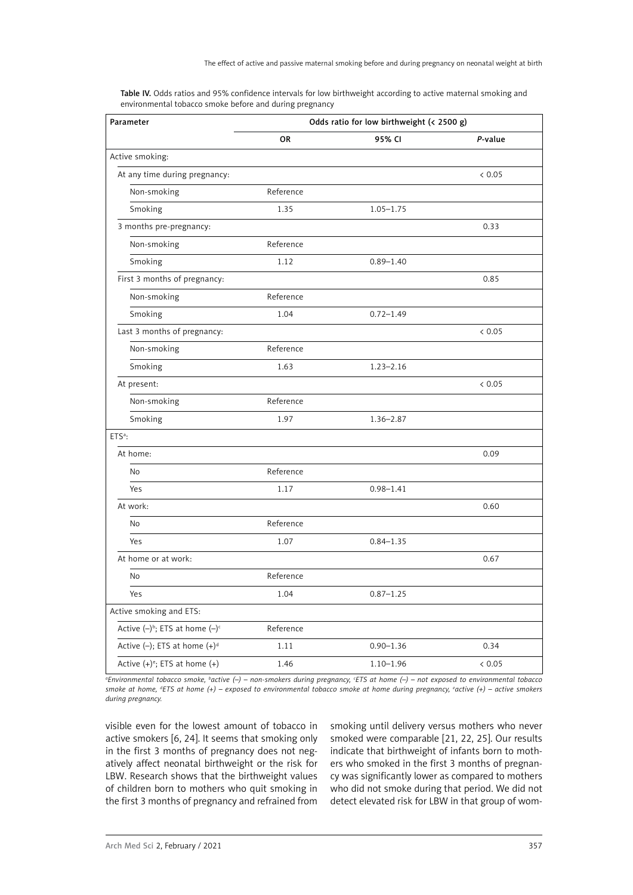**Table IV.** Odds ratios and 95% confidence intervals for low birthweight according to active maternal smoking and environmental tobacco smoke before and during pregnancy

| Parameter | Odds ratio for low birthweight (< 2500 g) | | |
|---|---|---|---|
| | OR | 95% CI | *P*-value |
| Active smoking: | | | |
| At any time during pregnancy: | | | < 0.05 |
| Non-smoking | Reference | | |
| Smoking | 1.35 | 1.05–1.75 | |
| 3 months pre-pregnancy: | | | 0.33 |
| Non-smoking | Reference | | |
| Smoking | 1.12 | 0.89–1.40 | |
| First 3 months of pregnancy: | | | 0.85 |
| Non-smoking | Reference | | |
| Smoking | 1.04 | 0.72–1.49 | |
| Last 3 months of pregnancy: | | | < 0.05 |
| Non-smoking | Reference | | |
| Smoking | 1.63 | 1.23–2.16 | |
| At present: | | | < 0.05 |
| Non-smoking | Reference | | |
| Smoking | 1.97 | 1.36–2.87 | |
| ETS[a]: | | | |
| At home: | | | 0.09 |
| No | Reference | | |
| Yes | 1.17 | 0.98–1.41 | |
| At work: | | | 0.60 |
| No | Reference | | |
| Yes | 1.07 | 0.84–1.35 | |
| At home or at work: | | | 0.67 |
| No | Reference | | |
| Yes | 1.04 | 0.87–1.25 | |
| Active smoking and ETS: | | | |
| Active (–)[b]; ETS at home (–)[c] | Reference | | |
| Active (–); ETS at home (+)[d] | 1.11 | 0.90–1.36 | 0.34 |
| Active (+)[e]; ETS at home (+) | 1.46 | 1.10–1.96 | < 0.05 |

[a]*Environmental tobacco smoke,* [b]*active (–) – non-smokers during pregnancy,* [c]*ETS at home (–) – not exposed to environmental tobacco smoke at home,* [d]*ETS at home (+) – exposed to environmental tobacco smoke at home during pregnancy,* [e]*active (+) – active smokers during pregnancy.*

visible even for the lowest amount of tobacco in active smokers [6, 24]. It seems that smoking only in the first 3 months of pregnancy does not negatively affect neonatal birthweight or the risk for LBW. Research shows that the birthweight values of children born to mothers who quit smoking in the first 3 months of pregnancy and refrained from smoking until delivery versus mothers who never smoked were comparable [21, 22, 25]. Our results indicate that birthweight of infants born to mothers who smoked in the first 3 months of pregnancy was significantly lower as compared to mothers who did not smoke during that period. We did not detect elevated risk for LBW in that group of wom-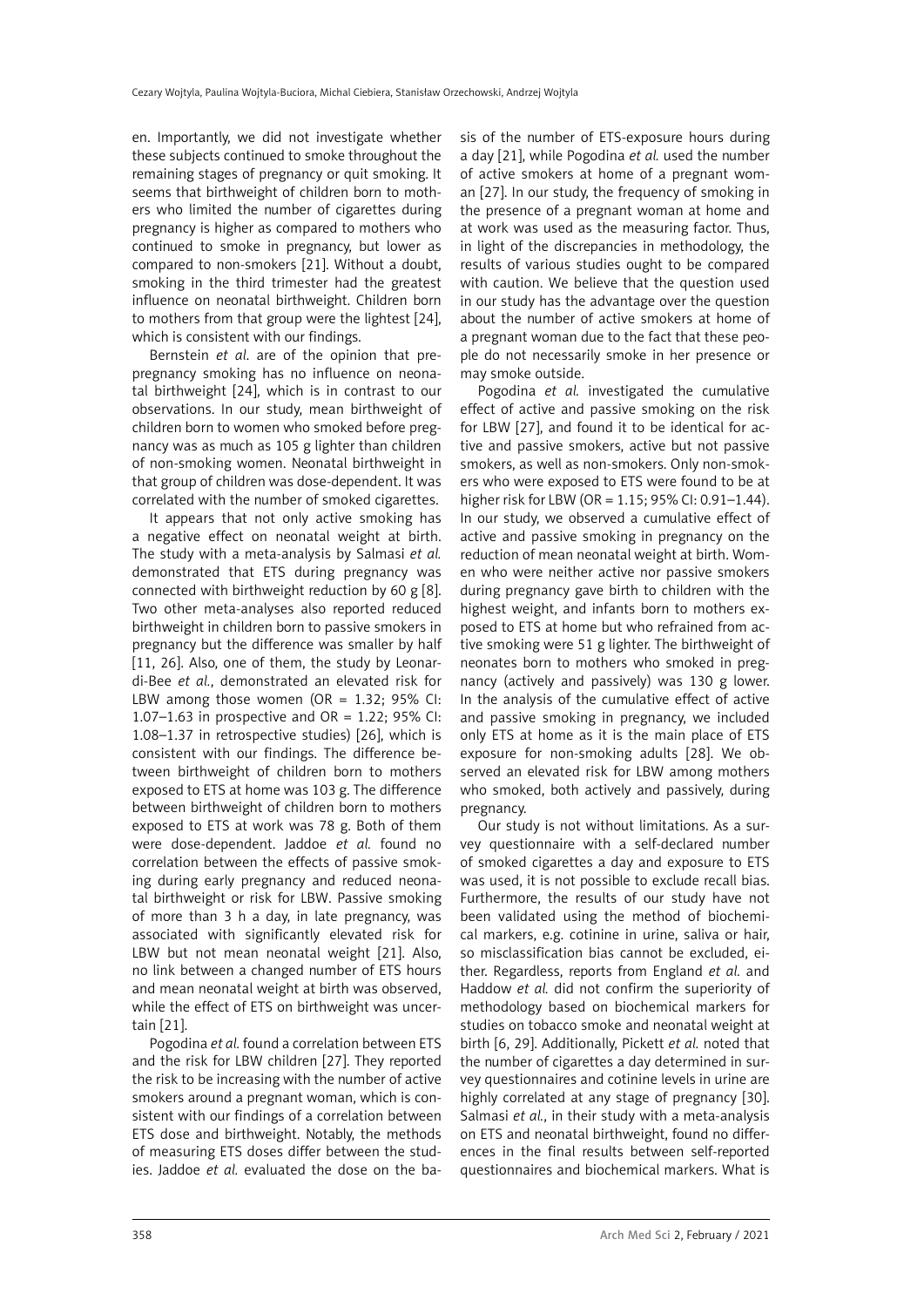en. Importantly, we did not investigate whether these subjects continued to smoke throughout the remaining stages of pregnancy or quit smoking. It seems that birthweight of children born to mothers who limited the number of cigarettes during pregnancy is higher as compared to mothers who continued to smoke in pregnancy, but lower as compared to non-smokers [21]. Without a doubt, smoking in the third trimester had the greatest influence on neonatal birthweight. Children born to mothers from that group were the lightest [24], which is consistent with our findings.

Bernstein *et al.* are of the opinion that pre-pregnancy smoking has no influence on neonatal birthweight [24], which is in contrast to our observations. In our study, mean birthweight of children born to women who smoked before pregnancy was as much as 105 g lighter than children of non-smoking women. Neonatal birthweight in that group of children was dose-dependent. It was correlated with the number of smoked cigarettes.

It appears that not only active smoking has a negative effect on neonatal weight at birth. The study with a meta-analysis by Salmasi *et al.* demonstrated that ETS during pregnancy was connected with birthweight reduction by 60 g [8]. Two other meta-analyses also reported reduced birthweight in children born to passive smokers in pregnancy but the difference was smaller by half [11, 26]. Also, one of them, the study by Leonardi-Bee *et al.*, demonstrated an elevated risk for LBW among those women (OR = 1.32; 95% CI: 1.07–1.63 in prospective and OR = 1.22; 95% CI: 1.08–1.37 in retrospective studies) [26], which is consistent with our findings. The difference between birthweight of children born to mothers exposed to ETS at home was 103 g. The difference between birthweight of children born to mothers exposed to ETS at work was 78 g. Both of them were dose-dependent. Jaddoe *et al.* found no correlation between the effects of passive smoking during early pregnancy and reduced neonatal birthweight or risk for LBW. Passive smoking of more than 3 h a day, in late pregnancy, was associated with significantly elevated risk for LBW but not mean neonatal weight [21]. Also, no link between a changed number of ETS hours and mean neonatal weight at birth was observed, while the effect of ETS on birthweight was uncertain [21].

Pogodina *et al.* found a correlation between ETS and the risk for LBW children [27]. They reported the risk to be increasing with the number of active smokers around a pregnant woman, which is consistent with our findings of a correlation between ETS dose and birthweight. Notably, the methods of measuring ETS doses differ between the studies. Jaddoe *et al.* evaluated the dose on the basis of the number of ETS-exposure hours during a day [21], while Pogodina *et al.* used the number of active smokers at home of a pregnant woman [27]. In our study, the frequency of smoking in the presence of a pregnant woman at home and at work was used as the measuring factor. Thus, in light of the discrepancies in methodology, the results of various studies ought to be compared with caution. We believe that the question used in our study has the advantage over the question about the number of active smokers at home of a pregnant woman due to the fact that these people do not necessarily smoke in her presence or may smoke outside.

Pogodina *et al.* investigated the cumulative effect of active and passive smoking on the risk for LBW [27], and found it to be identical for active and passive smokers, active but not passive smokers, as well as non-smokers. Only non-smokers who were exposed to ETS were found to be at higher risk for LBW (OR = 1.15; 95% CI: 0.91–1.44). In our study, we observed a cumulative effect of active and passive smoking in pregnancy on the reduction of mean neonatal weight at birth. Women who were neither active nor passive smokers during pregnancy gave birth to children with the highest weight, and infants born to mothers exposed to ETS at home but who refrained from active smoking were 51 g lighter. The birthweight of neonates born to mothers who smoked in pregnancy (actively and passively) was 130 g lower. In the analysis of the cumulative effect of active and passive smoking in pregnancy, we included only ETS at home as it is the main place of ETS exposure for non-smoking adults [28]. We observed an elevated risk for LBW among mothers who smoked, both actively and passively, during pregnancy.

Our study is not without limitations. As a survey questionnaire with a self-declared number of smoked cigarettes a day and exposure to ETS was used, it is not possible to exclude recall bias. Furthermore, the results of our study have not been validated using the method of biochemical markers, e.g. cotinine in urine, saliva or hair, so misclassification bias cannot be excluded, either. Regardless, reports from England *et al.* and Haddow *et al.* did not confirm the superiority of methodology based on biochemical markers for studies on tobacco smoke and neonatal weight at birth [6, 29]. Additionally, Pickett *et al.* noted that the number of cigarettes a day determined in survey questionnaires and cotinine levels in urine are highly correlated at any stage of pregnancy [30]. Salmasi *et al.*, in their study with a meta-analysis on ETS and neonatal birthweight, found no differences in the final results between self-reported questionnaires and biochemical markers. What is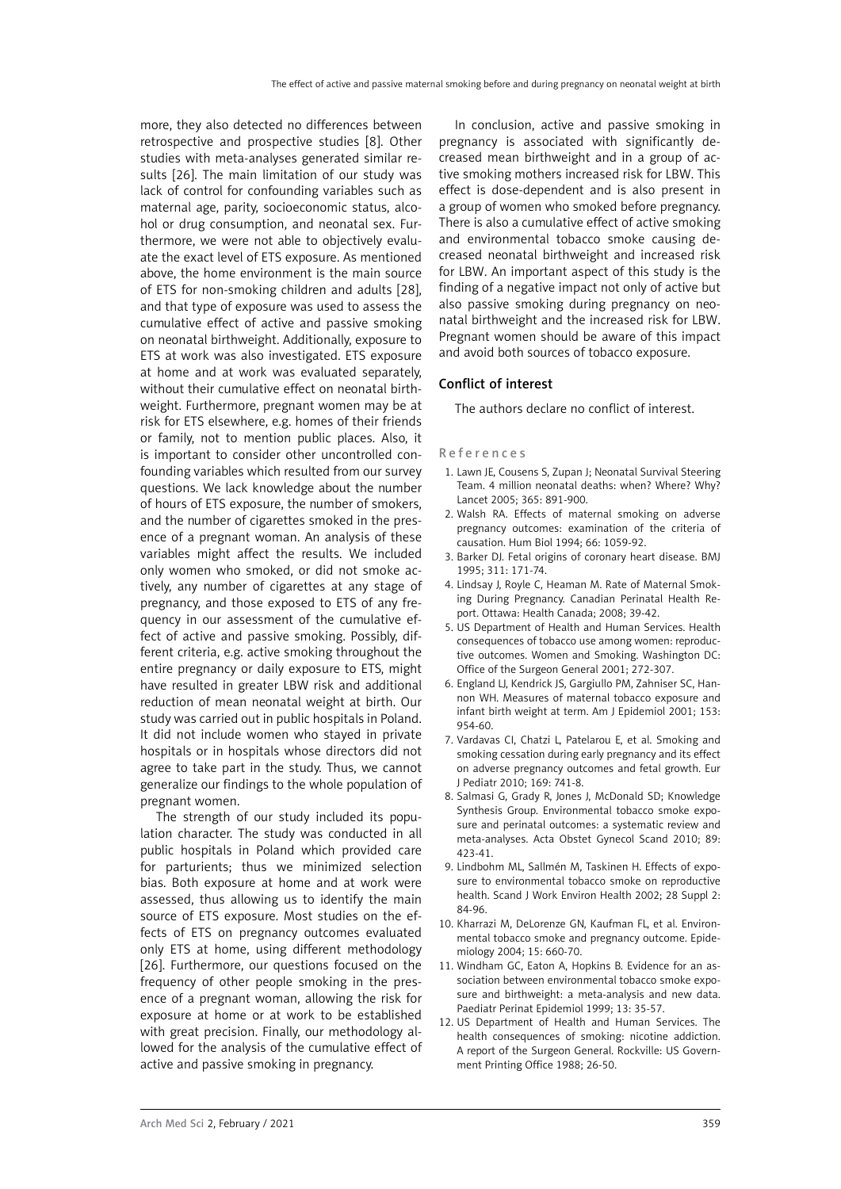more, they also detected no differences between retrospective and prospective studies [8]. Other studies with meta-analyses generated similar results [26]. The main limitation of our study was lack of control for confounding variables such as maternal age, parity, socioeconomic status, alcohol or drug consumption, and neonatal sex. Furthermore, we were not able to objectively evaluate the exact level of ETS exposure. As mentioned above, the home environment is the main source of ETS for non-smoking children and adults [28], and that type of exposure was used to assess the cumulative effect of active and passive smoking on neonatal birthweight. Additionally, exposure to ETS at work was also investigated. ETS exposure at home and at work was evaluated separately, without their cumulative effect on neonatal birthweight. Furthermore, pregnant women may be at risk for ETS elsewhere, e.g. homes of their friends or family, not to mention public places. Also, it is important to consider other uncontrolled confounding variables which resulted from our survey questions. We lack knowledge about the number of hours of ETS exposure, the number of smokers, and the number of cigarettes smoked in the presence of a pregnant woman. An analysis of these variables might affect the results. We included only women who smoked, or did not smoke actively, any number of cigarettes at any stage of pregnancy, and those exposed to ETS of any frequency in our assessment of the cumulative effect of active and passive smoking. Possibly, different criteria, e.g. active smoking throughout the entire pregnancy or daily exposure to ETS, might have resulted in greater LBW risk and additional reduction of mean neonatal weight at birth. Our study was carried out in public hospitals in Poland. It did not include women who stayed in private hospitals or in hospitals whose directors did not agree to take part in the study. Thus, we cannot generalize our findings to the whole population of pregnant women.

The strength of our study included its population character. The study was conducted in all public hospitals in Poland which provided care for parturients; thus we minimized selection bias. Both exposure at home and at work were assessed, thus allowing us to identify the main source of ETS exposure. Most studies on the effects of ETS on pregnancy outcomes evaluated only ETS at home, using different methodology [26]. Furthermore, our questions focused on the frequency of other people smoking in the presence of a pregnant woman, allowing the risk for exposure at home or at work to be established with great precision. Finally, our methodology allowed for the analysis of the cumulative effect of active and passive smoking in pregnancy.

In conclusion, active and passive smoking in pregnancy is associated with significantly decreased mean birthweight and in a group of active smoking mothers increased risk for LBW. This effect is dose-dependent and is also present in a group of women who smoked before pregnancy. There is also a cumulative effect of active smoking and environmental tobacco smoke causing decreased neonatal birthweight and increased risk for LBW. An important aspect of this study is the finding of a negative impact not only of active but also passive smoking during pregnancy on neonatal birthweight and the increased risk for LBW. Pregnant women should be aware of this impact and avoid both sources of tobacco exposure.

## Conflict of interest

The authors declare no conflict of interest.

## References

1. Lawn JE, Cousens S, Zupan J; Neonatal Survival Steering Team. 4 million neonatal deaths: when? Where? Why? Lancet 2005; 365: 891-900.
2. Walsh RA. Effects of maternal smoking on adverse pregnancy outcomes: examination of the criteria of causation. Hum Biol 1994; 66: 1059-92.
3. Barker DJ. Fetal origins of coronary heart disease. BMJ 1995; 311: 171-74.
4. Lindsay J, Royle C, Heaman M. Rate of Maternal Smoking During Pregnancy. Canadian Perinatal Health Report. Ottawa: Health Canada; 2008; 39-42.
5. US Department of Health and Human Services. Health consequences of tobacco use among women: reproductive outcomes. Women and Smoking. Washington DC: Office of the Surgeon General 2001; 272-307.
6. England LJ, Kendrick JS, Gargiullo PM, Zahniser SC, Hannon WH. Measures of maternal tobacco exposure and infant birth weight at term. Am J Epidemiol 2001; 153: 954-60.
7. Vardavas CI, Chatzi L, Patelarou E, et al. Smoking and smoking cessation during early pregnancy and its effect on adverse pregnancy outcomes and fetal growth. Eur J Pediatr 2010; 169: 741-8.
8. Salmasi G, Grady R, Jones J, McDonald SD; Knowledge Synthesis Group. Environmental tobacco smoke exposure and perinatal outcomes: a systematic review and meta-analyses. Acta Obstet Gynecol Scand 2010; 89: 423-41.
9. Lindbohm ML, Sallmén M, Taskinen H. Effects of exposure to environmental tobacco smoke on reproductive health. Scand J Work Environ Health 2002; 28 Suppl 2: 84-96.
10. Kharrazi M, DeLorenze GN, Kaufman FL, et al. Environmental tobacco smoke and pregnancy outcome. Epidemiology 2004; 15: 660-70.
11. Windham GC, Eaton A, Hopkins B. Evidence for an association between environmental tobacco smoke exposure and birthweight: a meta-analysis and new data. Paediatr Perinat Epidemiol 1999; 13: 35-57.
12. US Department of Health and Human Services. The health consequences of smoking: nicotine addiction. A report of the Surgeon General. Rockville: US Government Printing Office 1988; 26-50.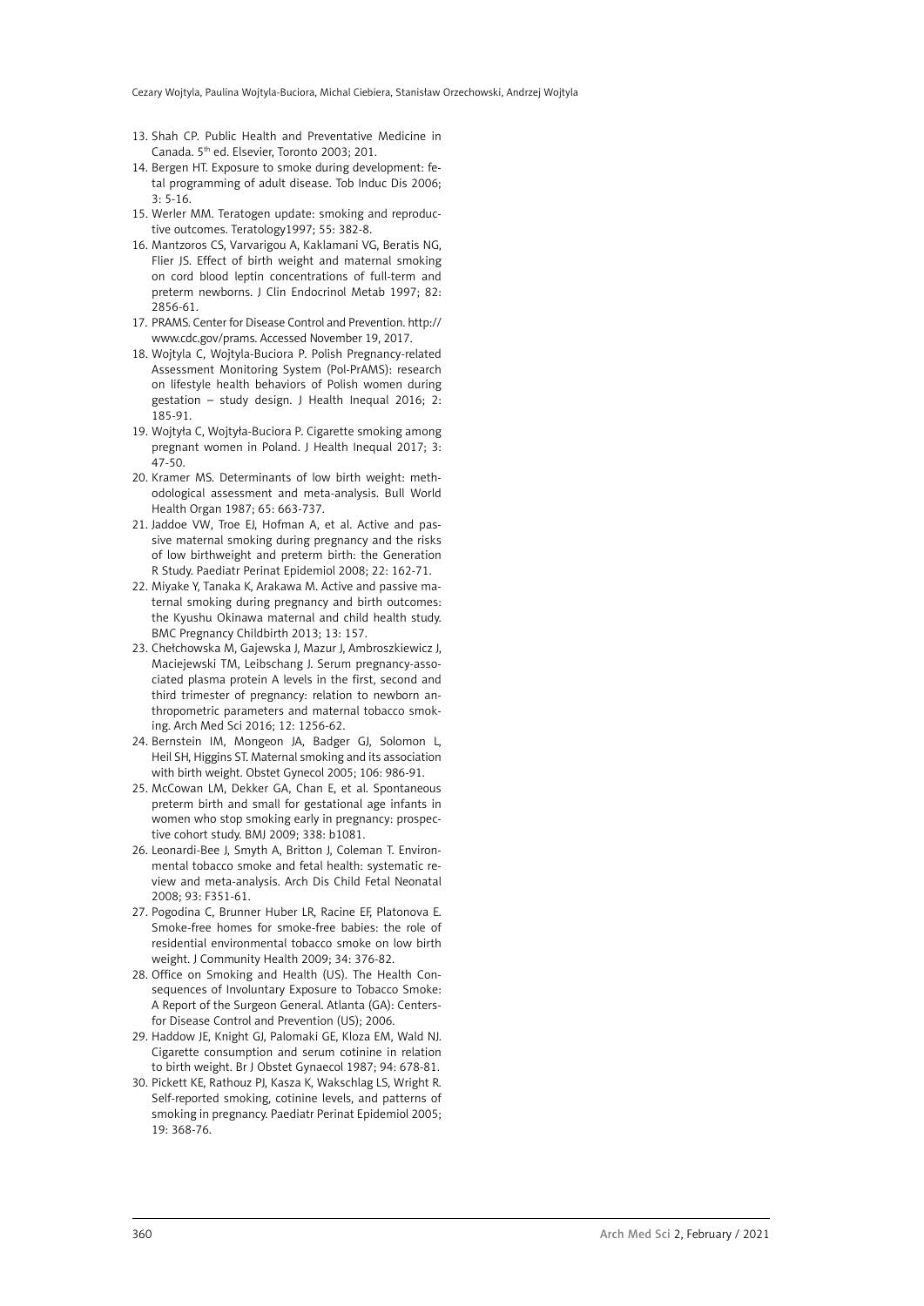13. Shah CP. Public Health and Preventative Medicine in Canada. 5th ed. Elsevier, Toronto 2003; 201.
14. Bergen HT. Exposure to smoke during development: fetal programming of adult disease. Tob Induc Dis 2006; 3: 5-16.
15. Werler MM. Teratogen update: smoking and reproductive outcomes. Teratology1997; 55: 382-8.
16. Mantzoros CS, Varvarigou A, Kaklamani VG, Beratis NG, Flier JS. Effect of birth weight and maternal smoking on cord blood leptin concentrations of full-term and preterm newborns. J Clin Endocrinol Metab 1997; 82: 2856-61.
17. PRAMS. Center for Disease Control and Prevention. http://www.cdc.gov/prams. Accessed November 19, 2017.
18. Wojtyla C, Wojtyla-Buciora P. Polish Pregnancy-related Assessment Monitoring System (Pol-PrAMS): research on lifestyle health behaviors of Polish women during gestation – study design. J Health Inequal 2016; 2: 185-91.
19. Wojtyła C, Wojtyła-Buciora P. Cigarette smoking among pregnant women in Poland. J Health Inequal 2017; 3: 47-50.
20. Kramer MS. Determinants of low birth weight: methodological assessment and meta-analysis. Bull World Health Organ 1987; 65: 663-737.
21. Jaddoe VW, Troe EJ, Hofman A, et al. Active and passive maternal smoking during pregnancy and the risks of low birthweight and preterm birth: the Generation R Study. Paediatr Perinat Epidemiol 2008; 22: 162-71.
22. Miyake Y, Tanaka K, Arakawa M. Active and passive maternal smoking during pregnancy and birth outcomes: the Kyushu Okinawa maternal and child health study. BMC Pregnancy Childbirth 2013; 13: 157.
23. Chełchowska M, Gajewska J, Mazur J, Ambroszkiewicz J, Maciejewski TM, Leibschang J. Serum pregnancy-associated plasma protein A levels in the first, second and third trimester of pregnancy: relation to newborn anthropometric parameters and maternal tobacco smoking. Arch Med Sci 2016; 12: 1256-62.
24. Bernstein IM, Mongeon JA, Badger GJ, Solomon L, Heil SH, Higgins ST. Maternal smoking and its association with birth weight. Obstet Gynecol 2005; 106: 986-91.
25. McCowan LM, Dekker GA, Chan E, et al. Spontaneous preterm birth and small for gestational age infants in women who stop smoking early in pregnancy: prospective cohort study. BMJ 2009; 338: b1081.
26. Leonardi-Bee J, Smyth A, Britton J, Coleman T. Environmental tobacco smoke and fetal health: systematic review and meta-analysis. Arch Dis Child Fetal Neonatal 2008; 93: F351-61.
27. Pogodina C, Brunner Huber LR, Racine EF, Platonova E. Smoke-free homes for smoke-free babies: the role of residential environmental tobacco smoke on low birth weight. J Community Health 2009; 34: 376-82.
28. Office on Smoking and Health (US). The Health Consequences of Involuntary Exposure to Tobacco Smoke: A Report of the Surgeon General. Atlanta (GA): Centers for Disease Control and Prevention (US); 2006.
29. Haddow JE, Knight GJ, Palomaki GE, Kloza EM, Wald NJ. Cigarette consumption and serum cotinine in relation to birth weight. Br J Obstet Gynaecol 1987; 94: 678-81.
30. Pickett KE, Rathouz PJ, Kasza K, Wakschlag LS, Wright R. Self-reported smoking, cotinine levels, and patterns of smoking in pregnancy. Paediatr Perinat Epidemiol 2005; 19: 368-76.